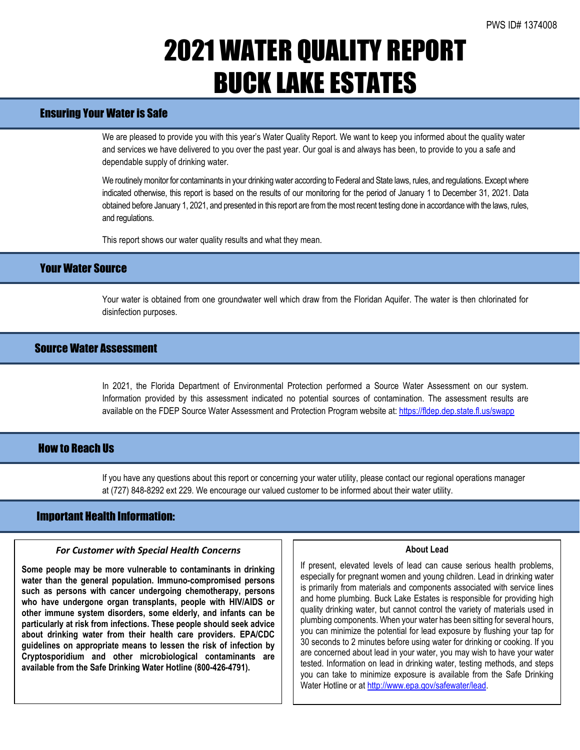PWS ID# 1374008

# 2021 WATER QUALITY REPORT
# BUCK LAKE ESTATES

## Ensuring Your Water is Safe

We are pleased to provide you with this year's Water Quality Report. We want to keep you informed about the quality water and services we have delivered to you over the past year. Our goal is and always has been, to provide to you a safe and dependable supply of drinking water.

We routinely monitor for contaminants in your drinking water according to Federal and State laws, rules, and regulations. Except where indicated otherwise, this report is based on the results of our monitoring for the period of January 1 to December 31, 2021. Data obtained before January 1, 2021, and presented in this report are from the most recent testing done in accordance with the laws, rules, and regulations.

This report shows our water quality results and what they mean.

## Your Water Source

Your water is obtained from one groundwater well which draw from the Floridan Aquifer. The water is then chlorinated for disinfection purposes.

## Source Water Assessment

In 2021, the Florida Department of Environmental Protection performed a Source Water Assessment on our system. Information provided by this assessment indicated no potential sources of contamination. The assessment results are available on the FDEP Source Water Assessment and Protection Program website at: https://fldep.dep.state.fl.us/swapp

## How to Reach Us

If you have any questions about this report or concerning your water utility, please contact our regional operations manager at (727) 848-8292 ext 229. We encourage our valued customer to be informed about their water utility.

## Important Health Information:

### *For Customer with Special Health Concerns*

**Some people may be more vulnerable to contaminants in drinking water than the general population. Immuno-compromised persons such as persons with cancer undergoing chemotherapy, persons who have undergone organ transplants, people with HIV/AIDS or other immune system disorders, some elderly, and infants can be particularly at risk from infections. These people should seek advice about drinking water from their health care providers. EPA/CDC guidelines on appropriate means to lessen the risk of infection by Cryptosporidium and other microbiological contaminants are available from the Safe Drinking Water Hotline (800-426-4791).**

### About Lead

If present, elevated levels of lead can cause serious health problems, especially for pregnant women and young children. Lead in drinking water is primarily from materials and components associated with service lines and home plumbing. Buck Lake Estates is responsible for providing high quality drinking water, but cannot control the variety of materials used in plumbing components. When your water has been sitting for several hours, you can minimize the potential for lead exposure by flushing your tap for 30 seconds to 2 minutes before using water for drinking or cooking. If you are concerned about lead in your water, you may wish to have your water tested. Information on lead in drinking water, testing methods, and steps you can take to minimize exposure is available from the Safe Drinking Water Hotline or at http://www.epa.gov/safewater/lead.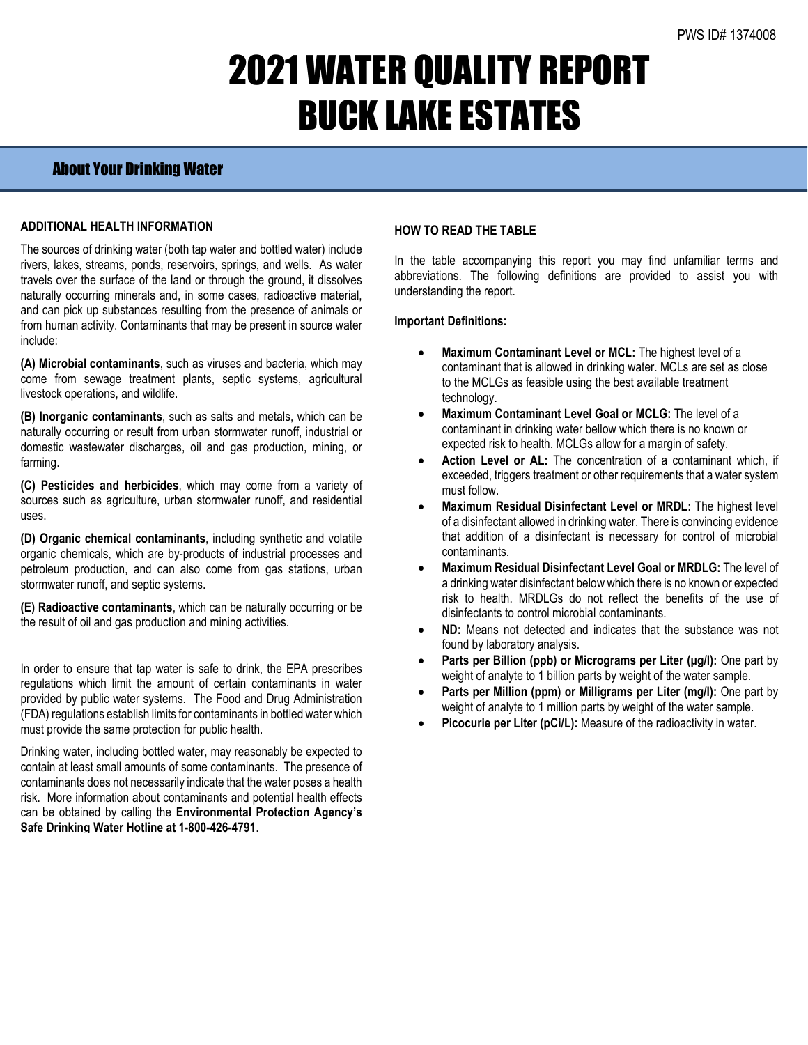PWS ID# 1374008

# 2021 WATER QUALITY REPORT
# BUCK LAKE ESTATES

## About Your Drinking Water

**ADDITIONAL HEALTH INFORMATION**

The sources of drinking water (both tap water and bottled water) include rivers, lakes, streams, ponds, reservoirs, springs, and wells. As water travels over the surface of the land or through the ground, it dissolves naturally occurring minerals and, in some cases, radioactive material, and can pick up substances resulting from the presence of animals or from human activity. Contaminants that may be present in source water include:

**(A) Microbial contaminants**, such as viruses and bacteria, which may come from sewage treatment plants, septic systems, agricultural livestock operations, and wildlife.

**(B) Inorganic contaminants**, such as salts and metals, which can be naturally occurring or result from urban stormwater runoff, industrial or domestic wastewater discharges, oil and gas production, mining, or farming.

**(C) Pesticides and herbicides**, which may come from a variety of sources such as agriculture, urban stormwater runoff, and residential uses.

**(D) Organic chemical contaminants**, including synthetic and volatile organic chemicals, which are by-products of industrial processes and petroleum production, and can also come from gas stations, urban stormwater runoff, and septic systems.

**(E) Radioactive contaminants**, which can be naturally occurring or be the result of oil and gas production and mining activities.

In order to ensure that tap water is safe to drink, the EPA prescribes regulations which limit the amount of certain contaminants in water provided by public water systems. The Food and Drug Administration (FDA) regulations establish limits for contaminants in bottled water which must provide the same protection for public health.

Drinking water, including bottled water, may reasonably be expected to contain at least small amounts of some contaminants. The presence of contaminants does not necessarily indicate that the water poses a health risk. More information about contaminants and potential health effects can be obtained by calling the **Environmental Protection Agency's Safe Drinking Water Hotline at 1-800-426-4791**.

**HOW TO READ THE TABLE**

In the table accompanying this report you may find unfamiliar terms and abbreviations. The following definitions are provided to assist you with understanding the report.

**Important Definitions:**

- **Maximum Contaminant Level or MCL:** The highest level of a contaminant that is allowed in drinking water. MCLs are set as close to the MCLGs as feasible using the best available treatment technology.
- **Maximum Contaminant Level Goal or MCLG:** The level of a contaminant in drinking water bellow which there is no known or expected risk to health. MCLGs allow for a margin of safety.
- **Action Level or AL:** The concentration of a contaminant which, if exceeded, triggers treatment or other requirements that a water system must follow.
- **Maximum Residual Disinfectant Level or MRDL:** The highest level of a disinfectant allowed in drinking water. There is convincing evidence that addition of a disinfectant is necessary for control of microbial contaminants.
- **Maximum Residual Disinfectant Level Goal or MRDLG:** The level of a drinking water disinfectant below which there is no known or expected risk to health. MRDLGs do not reflect the benefits of the use of disinfectants to control microbial contaminants.
- **ND:** Means not detected and indicates that the substance was not found by laboratory analysis.
- **Parts per Billion (ppb) or Micrograms per Liter (µg/l):** One part by weight of analyte to 1 billion parts by weight of the water sample.
- **Parts per Million (ppm) or Milligrams per Liter (mg/l):** One part by weight of analyte to 1 million parts by weight of the water sample.
- **Picocurie per Liter (pCi/L):** Measure of the radioactivity in water.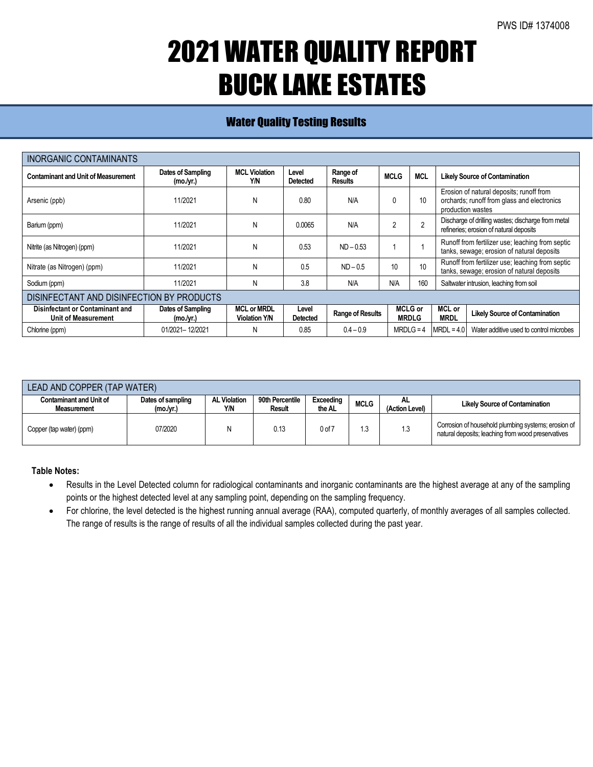PWS ID# 1374008

# 2021 WATER QUALITY REPORT BUCK LAKE ESTATES

## Water Quality Testing Results

| INORGANIC CONTAMINANTS | | | | | | | |
|---|---|---|---|---|---|---|---|
| **Contaminant and Unit of Measurement** | **Dates of Sampling (mo./yr.)** | **MCL Violation Y/N** | **Level Detected** | **Range of Results** | **MCLG** | **MCL** | **Likely Source of Contamination** |
| Arsenic (ppb) | 11/2021 | N | 0.80 | N/A | 0 | 10 | Erosion of natural deposits; runoff from orchards; runoff from glass and electronics production wastes |
| Barium (ppm) | 11/2021 | N | 0.0065 | N/A | 2 | 2 | Discharge of drilling wastes; discharge from metal refineries; erosion of natural deposits |
| Nitrite (as Nitrogen) (ppm) | 11/2021 | N | 0.53 | ND – 0.53 | 1 | 1 | Runoff from fertilizer use; leaching from septic tanks, sewage; erosion of natural deposits |
| Nitrate (as Nitrogen) (ppm) | 11/2021 | N | 0.5 | ND – 0.5 | 10 | 10 | Runoff from fertilizer use; leaching from septic tanks, sewage; erosion of natural deposits |
| Sodium (ppm) | 11/2021 | N | 3.8 | N/A | N/A | 160 | Saltwater intrusion, leaching from soil |

| DISINFECTANT AND DISINFECTION BY PRODUCTS | | | | | | | |
|---|---|---|---|---|---|---|---|
| **Disinfectant or Contaminant and Unit of Measurement** | **Dates of Sampling (mo./yr.)** | **MCL or MRDL Violation Y/N** | **Level Detected** | **Range of Results** | **MCLG or MRDLG** | **MCL or MRDL** | **Likely Source of Contamination** |
| Chlorine (ppm) | 01/2021– 12/2021 | N | 0.85 | 0.4 – 0.9 | MRDLG = 4 | MRDL = 4.0 | Water additive used to control microbes |

| LEAD AND COPPER (TAP WATER) | | | | | | | |
|---|---|---|---|---|---|---|---|
| **Contaminant and Unit of Measurement** | **Dates of sampling (mo./yr.)** | **AL Violation Y/N** | **90th Percentile Result** | **Exceeding the AL** | **MCLG** | **AL (Action Level)** | **Likely Source of Contamination** |
| Copper (tap water) (ppm) | 07/2020 | N | 0.13 | 0 of 7 | 1.3 | 1.3 | Corrosion of household plumbing systems; erosion of natural deposits; leaching from wood preservatives |

**Table Notes:**

- Results in the Level Detected column for radiological contaminants and inorganic contaminants are the highest average at any of the sampling points or the highest detected level at any sampling point, depending on the sampling frequency.
- For chlorine, the level detected is the highest running annual average (RAA), computed quarterly, of monthly averages of all samples collected. The range of results is the range of results of all the individual samples collected during the past year.